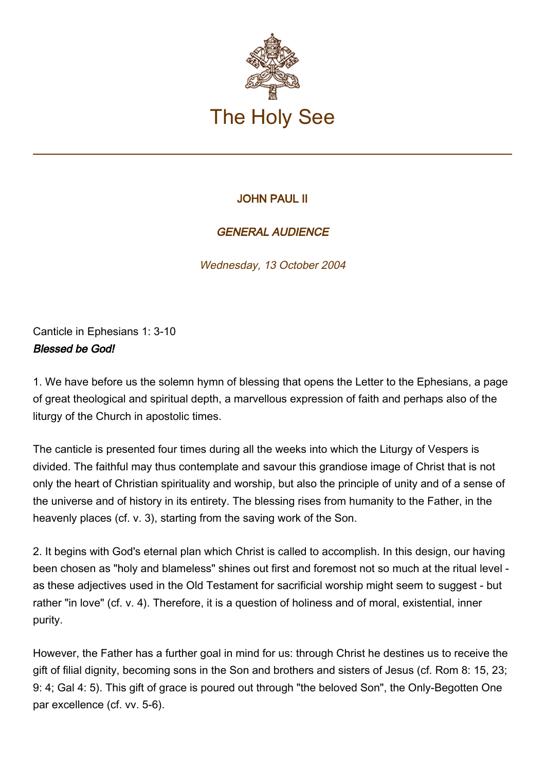# The Holy See

**JOHN PAUL II**

***GENERAL AUDIENCE***

*Wednesday, 13 October 2004*

Canticle in Ephesians 1: 3-10
***Blessed be God!***

1. We have before us the solemn hymn of blessing that opens the Letter to the Ephesians, a page of great theological and spiritual depth, a marvellous expression of faith and perhaps also of the liturgy of the Church in apostolic times.

The canticle is presented four times during all the weeks into which the Liturgy of Vespers is divided. The faithful may thus contemplate and savour this grandiose image of Christ that is not only the heart of Christian spirituality and worship, but also the principle of unity and of a sense of the universe and of history in its entirety. The blessing rises from humanity to the Father, in the heavenly places (cf. v. 3), starting from the saving work of the Son.

2. It begins with God's eternal plan which Christ is called to accomplish. In this design, our having been chosen as "holy and blameless" shines out first and foremost not so much at the ritual level - as these adjectives used in the Old Testament for sacrificial worship might seem to suggest - but rather "in love" (cf. v. 4). Therefore, it is a question of holiness and of moral, existential, inner purity.

However, the Father has a further goal in mind for us: through Christ he destines us to receive the gift of filial dignity, becoming sons in the Son and brothers and sisters of Jesus (cf. Rom 8: 15, 23; 9: 4; Gal 4: 5). This gift of grace is poured out through "the beloved Son", the Only-Begotten One par excellence (cf. vv. 5-6).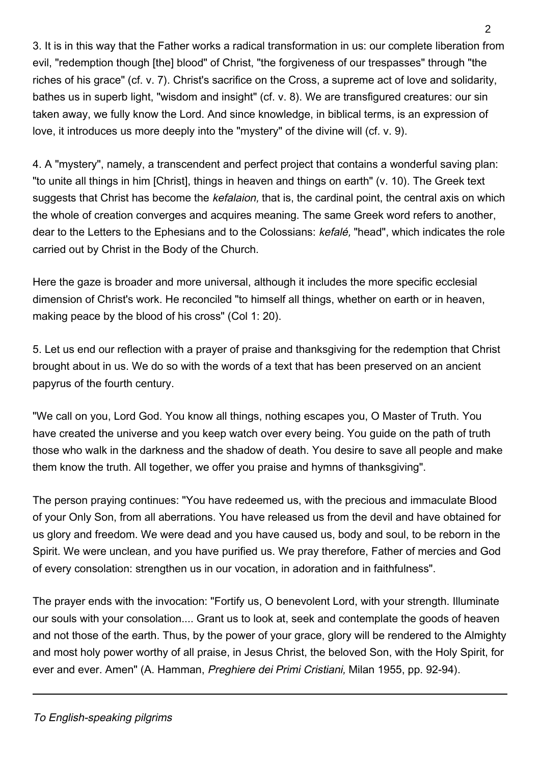3. It is in this way that the Father works a radical transformation in us: our complete liberation from evil, "redemption though [the] blood" of Christ, "the forgiveness of our trespasses" through "the riches of his grace" (cf. v. 7). Christ's sacrifice on the Cross, a supreme act of love and solidarity, bathes us in superb light, "wisdom and insight" (cf. v. 8). We are transfigured creatures: our sin taken away, we fully know the Lord. And since knowledge, in biblical terms, is an expression of love, it introduces us more deeply into the "mystery" of the divine will (cf. v. 9).

4. A "mystery", namely, a transcendent and perfect project that contains a wonderful saving plan: "to unite all things in him [Christ], things in heaven and things on earth" (v. 10). The Greek text suggests that Christ has become the *kefalaion,* that is, the cardinal point, the central axis on which the whole of creation converges and acquires meaning. The same Greek word refers to another, dear to the Letters to the Ephesians and to the Colossians: *kefalé,* "head", which indicates the role carried out by Christ in the Body of the Church.

Here the gaze is broader and more universal, although it includes the more specific ecclesial dimension of Christ's work. He reconciled "to himself all things, whether on earth or in heaven, making peace by the blood of his cross" (Col 1: 20).

5. Let us end our reflection with a prayer of praise and thanksgiving for the redemption that Christ brought about in us. We do so with the words of a text that has been preserved on an ancient papyrus of the fourth century.

"We call on you, Lord God. You know all things, nothing escapes you, O Master of Truth. You have created the universe and you keep watch over every being. You guide on the path of truth those who walk in the darkness and the shadow of death. You desire to save all people and make them know the truth. All together, we offer you praise and hymns of thanksgiving".

The person praying continues: "You have redeemed us, with the precious and immaculate Blood of your Only Son, from all aberrations. You have released us from the devil and have obtained for us glory and freedom. We were dead and you have caused us, body and soul, to be reborn in the Spirit. We were unclean, and you have purified us. We pray therefore, Father of mercies and God of every consolation: strengthen us in our vocation, in adoration and in faithfulness".

The prayer ends with the invocation: "Fortify us, O benevolent Lord, with your strength. Illuminate our souls with your consolation.... Grant us to look at, seek and contemplate the goods of heaven and not those of the earth. Thus, by the power of your grace, glory will be rendered to the Almighty and most holy power worthy of all praise, in Jesus Christ, the beloved Son, with the Holy Spirit, for ever and ever. Amen" (A. Hamman, *Preghiere dei Primi Cristiani,* Milan 1955, pp. 92-94).

---

*To English-speaking pilgrims*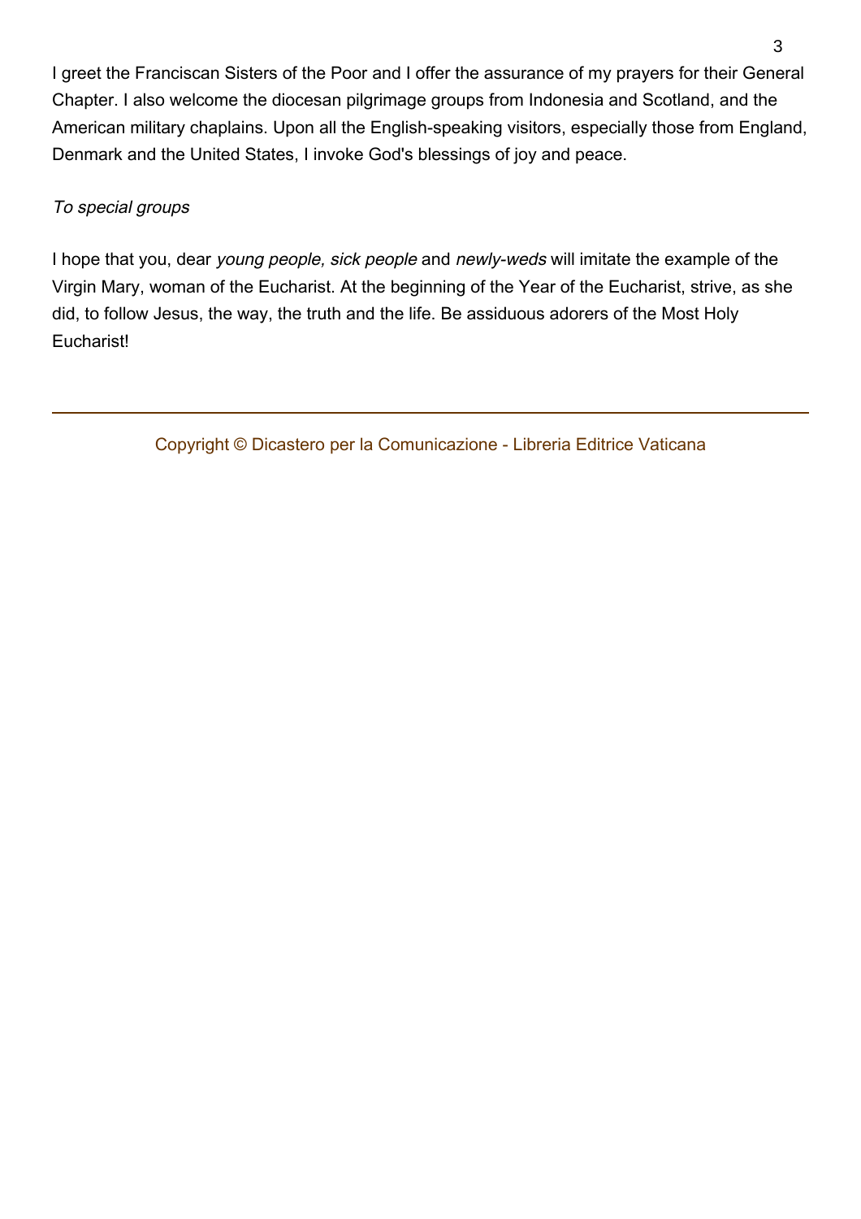I greet the Franciscan Sisters of the Poor and I offer the assurance of my prayers for their General Chapter. I also welcome the diocesan pilgrimage groups from Indonesia and Scotland, and the American military chaplains. Upon all the English-speaking visitors, especially those from England, Denmark and the United States, I invoke God's blessings of joy and peace.

*To special groups*

I hope that you, dear *young people, sick people* and *newly-weds* will imitate the example of the Virgin Mary, woman of the Eucharist. At the beginning of the Year of the Eucharist, strive, as she did, to follow Jesus, the way, the truth and the life. Be assiduous adorers of the Most Holy Eucharist!

---

Copyright © Dicastero per la Comunicazione - Libreria Editrice Vaticana